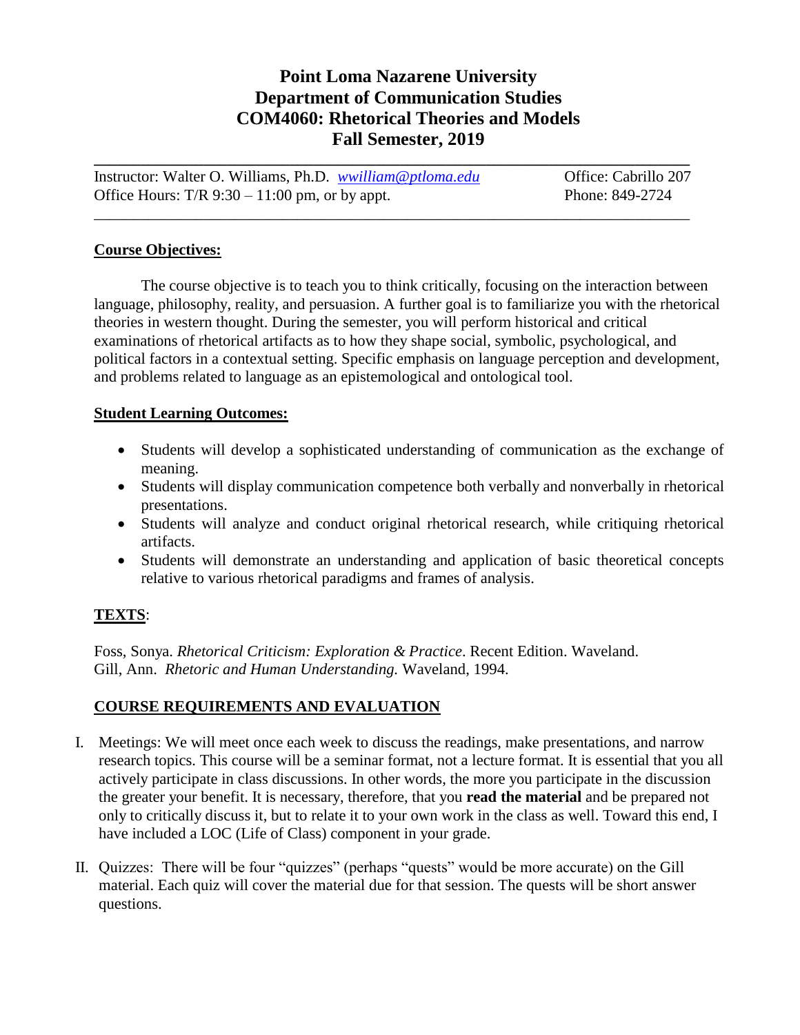# Point Loma Nazarene University
# Department of Communication Studies
# COM4060: Rhetorical Theories and Models
# Fall Semester, 2019

Instructor: Walter O. Williams, Ph.D. *wwilliam@ptloma.edu* Office: Cabrillo 207
Office Hours: T/R 9:30 – 11:00 pm, or by appt. Phone: 849-2724

## Course Objectives:

The course objective is to teach you to think critically, focusing on the interaction between language, philosophy, reality, and persuasion. A further goal is to familiarize you with the rhetorical theories in western thought. During the semester, you will perform historical and critical examinations of rhetorical artifacts as to how they shape social, symbolic, psychological, and political factors in a contextual setting. Specific emphasis on language perception and development, and problems related to language as an epistemological and ontological tool.

## Student Learning Outcomes:

- Students will develop a sophisticated understanding of communication as the exchange of meaning.
- Students will display communication competence both verbally and nonverbally in rhetorical presentations.
- Students will analyze and conduct original rhetorical research, while critiquing rhetorical artifacts.
- Students will demonstrate an understanding and application of basic theoretical concepts relative to various rhetorical paradigms and frames of analysis.

## TEXTS:

Foss, Sonya. *Rhetorical Criticism: Exploration & Practice*. Recent Edition. Waveland.
Gill, Ann. *Rhetoric and Human Understanding.* Waveland, 1994.

## COURSE REQUIREMENTS AND EVALUATION

I. Meetings: We will meet once each week to discuss the readings, make presentations, and narrow research topics. This course will be a seminar format, not a lecture format. It is essential that you all actively participate in class discussions. In other words, the more you participate in the discussion the greater your benefit. It is necessary, therefore, that you **read the material** and be prepared not only to critically discuss it, but to relate it to your own work in the class as well. Toward this end, I have included a LOC (Life of Class) component in your grade.

II. Quizzes: There will be four "quizzes" (perhaps "quests" would be more accurate) on the Gill material. Each quiz will cover the material due for that session. The quests will be short answer questions.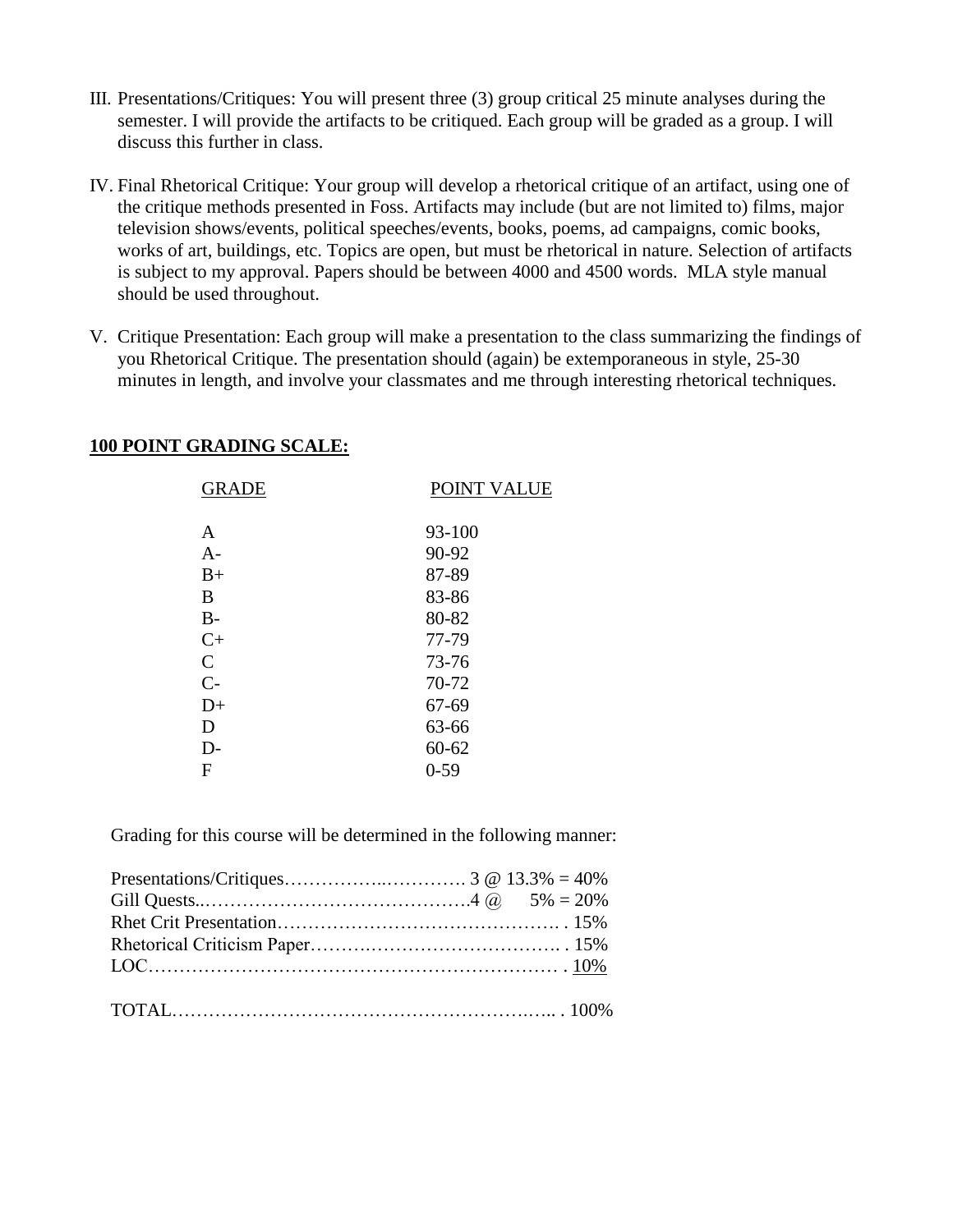III. Presentations/Critiques: You will present three (3) group critical 25 minute analyses during the semester. I will provide the artifacts to be critiqued. Each group will be graded as a group. I will discuss this further in class.

IV. Final Rhetorical Critique: Your group will develop a rhetorical critique of an artifact, using one of the critique methods presented in Foss. Artifacts may include (but are not limited to) films, major television shows/events, political speeches/events, books, poems, ad campaigns, comic books, works of art, buildings, etc. Topics are open, but must be rhetorical in nature. Selection of artifacts is subject to my approval. Papers should be between 4000 and 4500 words. MLA style manual should be used throughout.

V. Critique Presentation: Each group will make a presentation to the class summarizing the findings of you Rhetorical Critique. The presentation should (again) be extemporaneous in style, 25-30 minutes in length, and involve your classmates and me through interesting rhetorical techniques.

**100 POINT GRADING SCALE:**

| GRADE | POINT VALUE |
|---|---|
| A | 93-100 |
| A- | 90-92 |
| B+ | 87-89 |
| B | 83-86 |
| B- | 80-82 |
| C+ | 77-79 |
| C | 73-76 |
| C- | 70-72 |
| D+ | 67-69 |
| D | 63-66 |
| D- | 60-62 |
| F | 0-59 |

Grading for this course will be determined in the following manner:

| | |
|---|---|
| Presentations/Critiques | 3 @ 13.3% = 40% |
| Gill Quests | 4 @ 5% = 20% |
| Rhet Crit Presentation | 15% |
| Rhetorical Criticism Paper | 15% |
| LOC | 10% |
| TOTAL | 100% |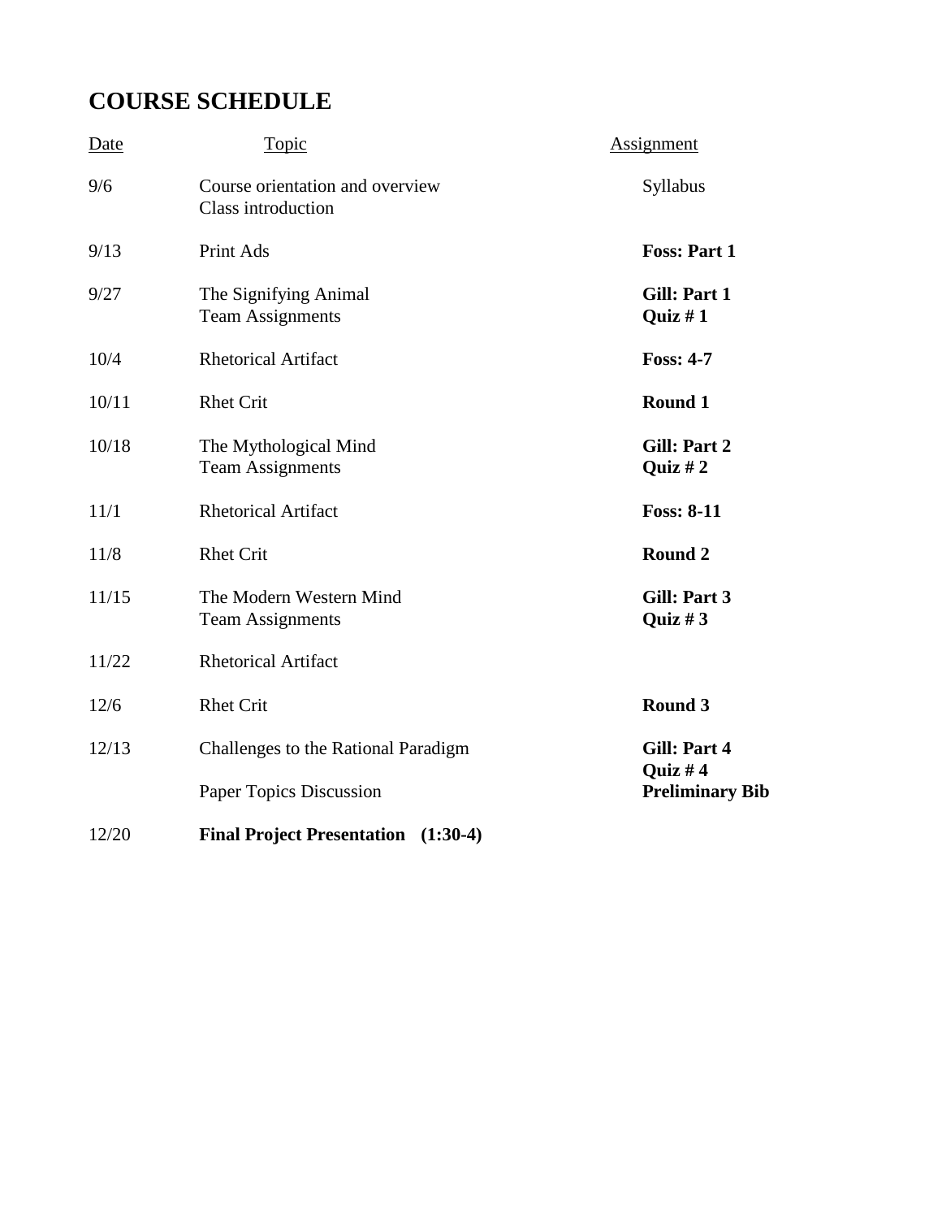# COURSE SCHEDULE

| Date | Topic | Assignment |
|---|---|---|
| 9/6 | Course orientation and overview<br>Class introduction | Syllabus |
| 9/13 | Print Ads | **Foss: Part 1** |
| 9/27 | The Signifying Animal<br>Team Assignments | **Gill: Part 1**<br>**Quiz # 1** |
| 10/4 | Rhetorical Artifact | **Foss: 4-7** |
| 10/11 | Rhet Crit | **Round 1** |
| 10/18 | The Mythological Mind<br>Team Assignments | **Gill: Part 2**<br>**Quiz # 2** |
| 11/1 | Rhetorical Artifact | **Foss: 8-11** |
| 11/8 | Rhet Crit | **Round 2** |
| 11/15 | The Modern Western Mind<br>Team Assignments | **Gill: Part 3**<br>**Quiz # 3** |
| 11/22 | Rhetorical Artifact | |
| 12/6 | Rhet Crit | **Round 3** |
| 12/13 | Challenges to the Rational Paradigm<br>Paper Topics Discussion | **Gill: Part 4**<br>**Quiz # 4**<br>**Preliminary Bib** |
| 12/20 | **Final Project Presentation (1:30-4)** | |